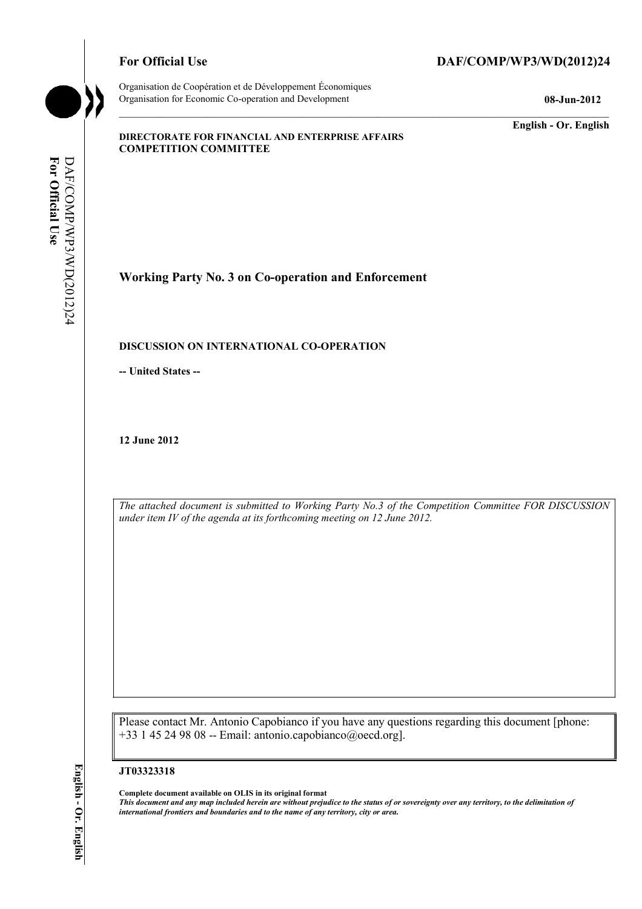**For Official Use** **DAF/COMP/WP3/WD(2012)24**

Organisation de Coopération et de Développement Économiques
Organisation for Economic Co-operation and Development **08-Jun-2012**

**English - Or. English**

**DIRECTORATE FOR FINANCIAL AND ENTERPRISE AFFAIRS**
**COMPETITION COMMITTEE**

## Working Party No. 3 on Co-operation and Enforcement

**DISCUSSION ON INTERNATIONAL CO-OPERATION**

**-- United States --**

**12 June 2012**

*The attached document is submitted to Working Party No.3 of the Competition Committee FOR DISCUSSION under item IV of the agenda at its forthcoming meeting on 12 June 2012.*

Please contact Mr. Antonio Capobianco if you have any questions regarding this document [phone: +33 1 45 24 98 08 -- Email: antonio.capobianco@oecd.org].

**JT03323318**

**Complete document available on OLIS in its original format**
***This document and any map included herein are without prejudice to the status of or sovereignty over any territory, to the delimitation of international frontiers and boundaries and to the name of any territory, city or area.***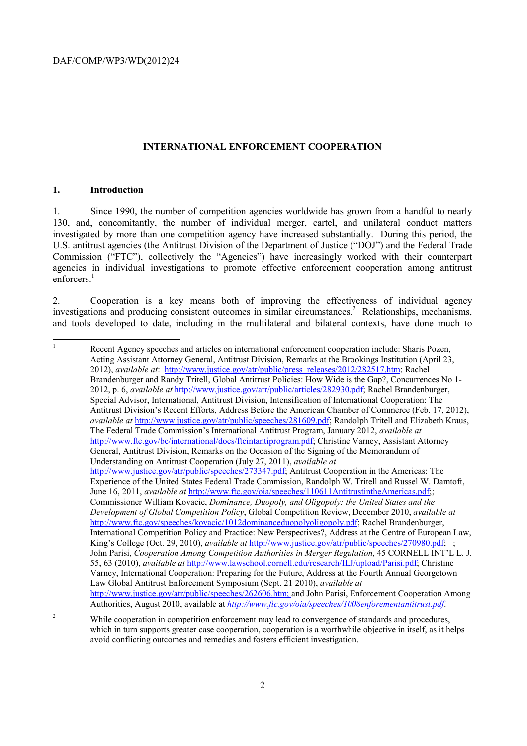**INTERNATIONAL ENFORCEMENT COOPERATION**

## 1. Introduction

1. Since 1990, the number of competition agencies worldwide has grown from a handful to nearly 130, and, concomitantly, the number of individual merger, cartel, and unilateral conduct matters investigated by more than one competition agency have increased substantially. During this period, the U.S. antitrust agencies (the Antitrust Division of the Department of Justice ("DOJ") and the Federal Trade Commission ("FTC"), collectively the "Agencies") have increasingly worked with their counterpart agencies in individual investigations to promote effective enforcement cooperation among antitrust enforcers.[1]

2. Cooperation is a key means both of improving the effectiveness of individual agency investigations and producing consistent outcomes in similar circumstances.[2] Relationships, mechanisms, and tools developed to date, including in the multilateral and bilateral contexts, have done much to

---

[1] Recent Agency speeches and articles on international enforcement cooperation include: Sharis Pozen, Acting Assistant Attorney General, Antitrust Division, Remarks at the Brookings Institution (April 23, 2012), *available at*: http://www.justice.gov/atr/public/press_releases/2012/282517.htm; Rachel Brandenburger and Randy Tritell, Global Antitrust Policies: How Wide is the Gap?, Concurrences No 1-2012, p. 6, *available at* http://www.justice.gov/atr/public/articles/282930.pdf; Rachel Brandenburger, Special Advisor, International, Antitrust Division, Intensification of International Cooperation: The Antitrust Division's Recent Efforts, Address Before the American Chamber of Commerce (Feb. 17, 2012), *available at* http://www.justice.gov/atr/public/speeches/281609.pdf; Randolph Tritell and Elizabeth Kraus, The Federal Trade Commission's International Antitrust Program, January 2012, *available at* http://www.ftc.gov/bc/international/docs/ftcintantiprogram.pdf; Christine Varney, Assistant Attorney General, Antitrust Division, Remarks on the Occasion of the Signing of the Memorandum of Understanding on Antitrust Cooperation (July 27, 2011), *available at* http://www.justice.gov/atr/public/speeches/273347.pdf; Antitrust Cooperation in the Americas: The Experience of the United States Federal Trade Commission, Randolph W. Tritell and Russel W. Damtoft, June 16, 2011, *available at* http://www.ftc.gov/oia/speeches/110611AntitrustintheAmericas.pdf;; Commissioner William Kovacic, *Dominance, Duopoly, and Oligopoly: the United States and the Development of Global Competition Policy*, Global Competition Review, December 2010, *available at* http://www.ftc.gov/speeches/kovacic/1012dominanceduopolyoligopoly.pdf; Rachel Brandenburger, International Competition Policy and Practice: New Perspectives?, Address at the Centre of European Law, King's College (Oct. 29, 2010), *available at* http://www.justice.gov/atr/public/speeches/270980.pdf; ; John Parisi, *Cooperation Among Competition Authorities in Merger Regulation*, 45 CORNELL INT'L L. J. 55, 63 (2010), *available at* http://www.lawschool.cornell.edu/research/ILJ/upload/Parisi.pdf; Christine Varney, International Cooperation: Preparing for the Future, Address at the Fourth Annual Georgetown Law Global Antitrust Enforcement Symposium (Sept. 21 2010), *available at* http://www.justice.gov/atr/public/speeches/262606.htm; and John Parisi, Enforcement Cooperation Among Authorities, August 2010, available at *http://www.ftc.gov/oia/speeches/1008enforementantitrust.pdf*.

[2] While cooperation in competition enforcement may lead to convergence of standards and procedures, which in turn supports greater case cooperation, cooperation is a worthwhile objective in itself, as it helps avoid conflicting outcomes and remedies and fosters efficient investigation.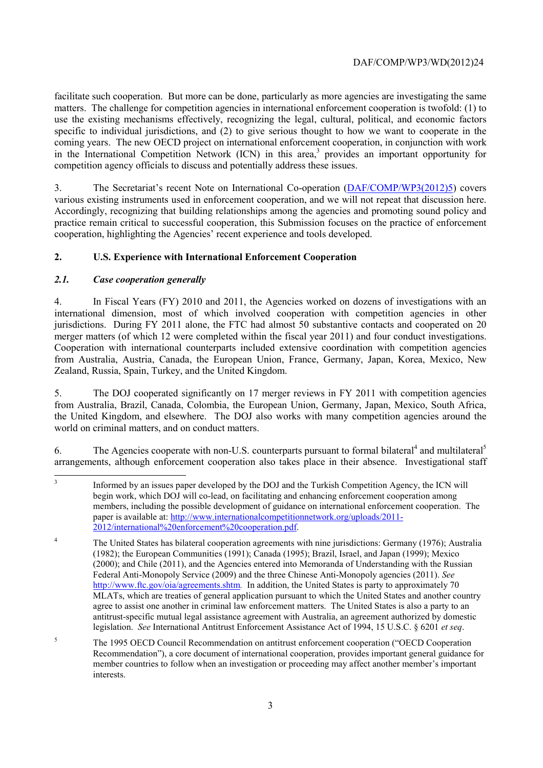facilitate such cooperation. But more can be done, particularly as more agencies are investigating the same matters. The challenge for competition agencies in international enforcement cooperation is twofold: (1) to use the existing mechanisms effectively, recognizing the legal, cultural, political, and economic factors specific to individual jurisdictions, and (2) to give serious thought to how we want to cooperate in the coming years. The new OECD project on international enforcement cooperation, in conjunction with work in the International Competition Network (ICN) in this area,[3] provides an important opportunity for competition agency officials to discuss and potentially address these issues.

3. The Secretariat's recent Note on International Co-operation (DAF/COMP/WP3(2012)5) covers various existing instruments used in enforcement cooperation, and we will not repeat that discussion here. Accordingly, recognizing that building relationships among the agencies and promoting sound policy and practice remain critical to successful cooperation, this Submission focuses on the practice of enforcement cooperation, highlighting the Agencies' recent experience and tools developed.

## 2. U.S. Experience with International Enforcement Cooperation

### *2.1. Case cooperation generally*

4. In Fiscal Years (FY) 2010 and 2011, the Agencies worked on dozens of investigations with an international dimension, most of which involved cooperation with competition agencies in other jurisdictions. During FY 2011 alone, the FTC had almost 50 substantive contacts and cooperated on 20 merger matters (of which 12 were completed within the fiscal year 2011) and four conduct investigations. Cooperation with international counterparts included extensive coordination with competition agencies from Australia, Austria, Canada, the European Union, France, Germany, Japan, Korea, Mexico, New Zealand, Russia, Spain, Turkey, and the United Kingdom.

5. The DOJ cooperated significantly on 17 merger reviews in FY 2011 with competition agencies from Australia, Brazil, Canada, Colombia, the European Union, Germany, Japan, Mexico, South Africa, the United Kingdom, and elsewhere. The DOJ also works with many competition agencies around the world on criminal matters, and on conduct matters.

6. The Agencies cooperate with non-U.S. counterparts pursuant to formal bilateral[4] and multilateral[5] arrangements, although enforcement cooperation also takes place in their absence. Investigational staff

---

[3] Informed by an issues paper developed by the DOJ and the Turkish Competition Agency, the ICN will begin work, which DOJ will co-lead, on facilitating and enhancing enforcement cooperation among members, including the possible development of guidance on international enforcement cooperation. The paper is available at: http://www.internationalcompetitionnetwork.org/uploads/2011-2012/international%20enforcement%20cooperation.pdf.

[4] The United States has bilateral cooperation agreements with nine jurisdictions: Germany (1976); Australia (1982); the European Communities (1991); Canada (1995); Brazil, Israel, and Japan (1999); Mexico (2000); and Chile (2011), and the Agencies entered into Memoranda of Understanding with the Russian Federal Anti-Monopoly Service (2009) and the three Chinese Anti-Monopoly agencies (2011). *See* http://www.ftc.gov/oia/agreements.shtm. In addition, the United States is party to approximately 70 MLATs, which are treaties of general application pursuant to which the United States and another country agree to assist one another in criminal law enforcement matters. The United States is also a party to an antitrust-specific mutual legal assistance agreement with Australia, an agreement authorized by domestic legislation. *See* International Antitrust Enforcement Assistance Act of 1994, 15 U.S.C. § 6201 *et seq*.

[5] The 1995 OECD Council Recommendation on antitrust enforcement cooperation ("OECD Cooperation Recommendation"), a core document of international cooperation, provides important general guidance for member countries to follow when an investigation or proceeding may affect another member's important interests.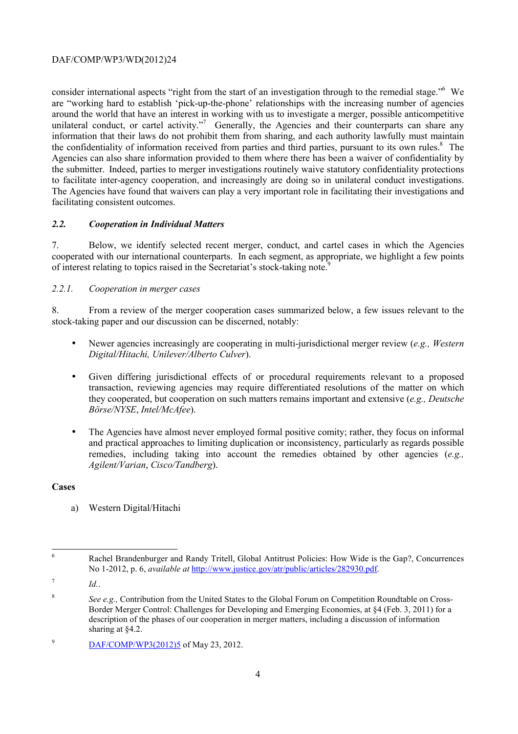consider international aspects "right from the start of an investigation through to the remedial stage."[6] We are "working hard to establish 'pick-up-the-phone' relationships with the increasing number of agencies around the world that have an interest in working with us to investigate a merger, possible anticompetitive unilateral conduct, or cartel activity."[7] Generally, the Agencies and their counterparts can share any information that their laws do not prohibit them from sharing, and each authority lawfully must maintain the confidentiality of information received from parties and third parties, pursuant to its own rules.[8] The Agencies can also share information provided to them where there has been a waiver of confidentiality by the submitter. Indeed, parties to merger investigations routinely waive statutory confidentiality protections to facilitate inter-agency cooperation, and increasingly are doing so in unilateral conduct investigations. The Agencies have found that waivers can play a very important role in facilitating their investigations and facilitating consistent outcomes.

### *2.2. Cooperation in Individual Matters*

7. Below, we identify selected recent merger, conduct, and cartel cases in which the Agencies cooperated with our international counterparts. In each segment, as appropriate, we highlight a few points of interest relating to topics raised in the Secretariat's stock-taking note.[9]

#### *2.2.1. Cooperation in merger cases*

8. From a review of the merger cooperation cases summarized below, a few issues relevant to the stock-taking paper and our discussion can be discerned, notably:

- Newer agencies increasingly are cooperating in multi-jurisdictional merger review (*e.g., Western Digital/Hitachi, Unilever/Alberto Culver*).
- Given differing jurisdictional effects of or procedural requirements relevant to a proposed transaction, reviewing agencies may require differentiated resolutions of the matter on which they cooperated, but cooperation on such matters remains important and extensive (*e.g., Deutsche Börse/NYSE*, *Intel/McAfee*).
- The Agencies have almost never employed formal positive comity; rather, they focus on informal and practical approaches to limiting duplication or inconsistency, particularly as regards possible remedies, including taking into account the remedies obtained by other agencies (*e.g., Agilent/Varian*, *Cisco/Tandberg*).

**Cases**

a) Western Digital/Hitachi

---

[6] Rachel Brandenburger and Randy Tritell, Global Antitrust Policies: How Wide is the Gap?, Concurrences No 1-2012, p. 6, *available at* http://www.justice.gov/atr/public/articles/282930.pdf.

[7] *Id.*.

[8] *See e.g.,* Contribution from the United States to the Global Forum on Competition Roundtable on Cross-Border Merger Control: Challenges for Developing and Emerging Economies, at §4 (Feb. 3, 2011) for a description of the phases of our cooperation in merger matters, including a discussion of information sharing at §4.2.

[9] DAF/COMP/WP3(2012)5 of May 23, 2012.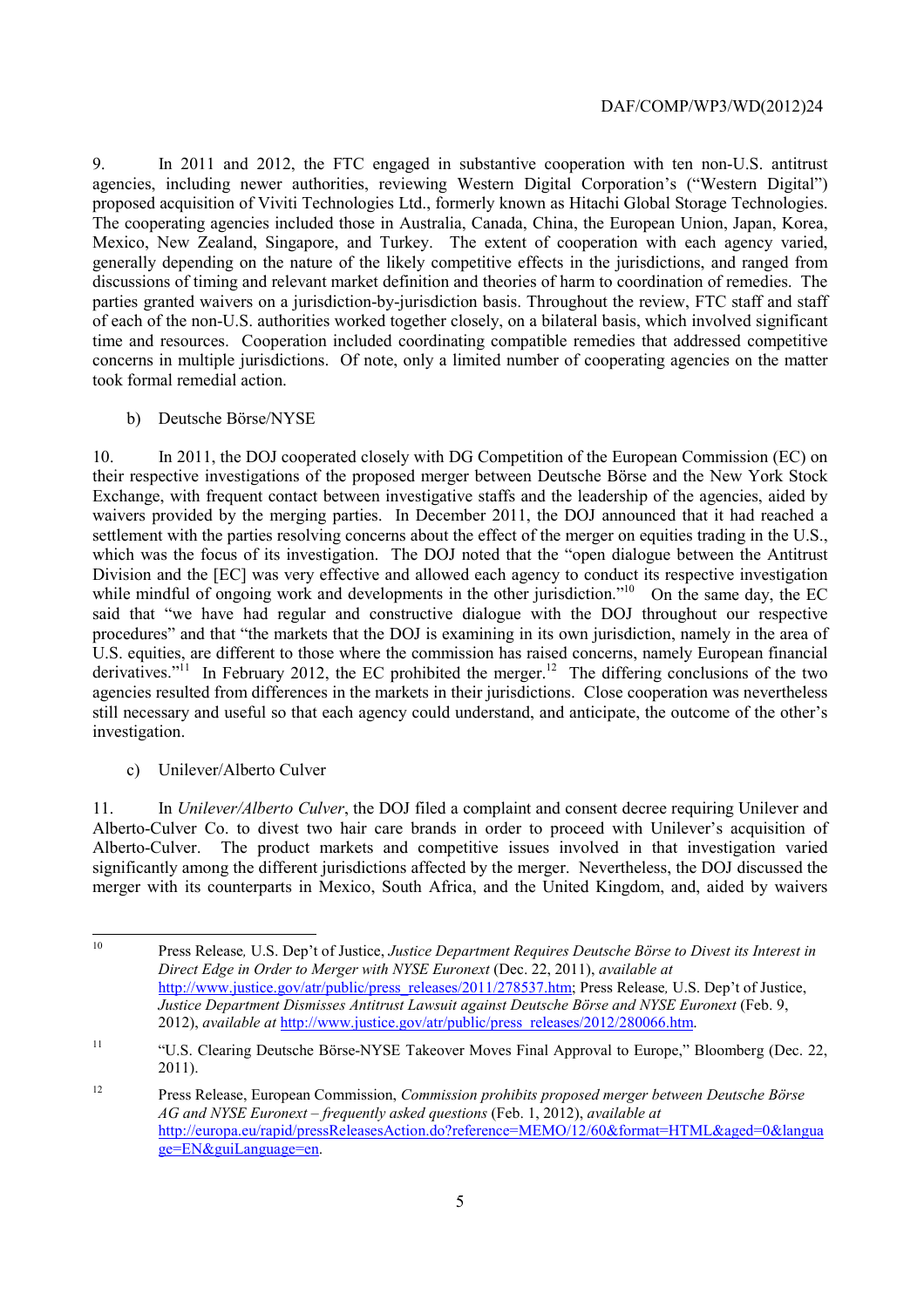9. In 2011 and 2012, the FTC engaged in substantive cooperation with ten non-U.S. antitrust agencies, including newer authorities, reviewing Western Digital Corporation's ("Western Digital") proposed acquisition of Viviti Technologies Ltd., formerly known as Hitachi Global Storage Technologies. The cooperating agencies included those in Australia, Canada, China, the European Union, Japan, Korea, Mexico, New Zealand, Singapore, and Turkey. The extent of cooperation with each agency varied, generally depending on the nature of the likely competitive effects in the jurisdictions, and ranged from discussions of timing and relevant market definition and theories of harm to coordination of remedies. The parties granted waivers on a jurisdiction-by-jurisdiction basis. Throughout the review, FTC staff and staff of each of the non-U.S. authorities worked together closely, on a bilateral basis, which involved significant time and resources. Cooperation included coordinating compatible remedies that addressed competitive concerns in multiple jurisdictions. Of note, only a limited number of cooperating agencies on the matter took formal remedial action.

b) Deutsche Börse/NYSE

10. In 2011, the DOJ cooperated closely with DG Competition of the European Commission (EC) on their respective investigations of the proposed merger between Deutsche Börse and the New York Stock Exchange, with frequent contact between investigative staffs and the leadership of the agencies, aided by waivers provided by the merging parties. In December 2011, the DOJ announced that it had reached a settlement with the parties resolving concerns about the effect of the merger on equities trading in the U.S., which was the focus of its investigation. The DOJ noted that the "open dialogue between the Antitrust Division and the [EC] was very effective and allowed each agency to conduct its respective investigation while mindful of ongoing work and developments in the other jurisdiction."[10] On the same day, the EC said that "we have had regular and constructive dialogue with the DOJ throughout our respective procedures" and that "the markets that the DOJ is examining in its own jurisdiction, namely in the area of U.S. equities, are different to those where the commission has raised concerns, namely European financial derivatives."[11] In February 2012, the EC prohibited the merger.[12] The differing conclusions of the two agencies resulted from differences in the markets in their jurisdictions. Close cooperation was nevertheless still necessary and useful so that each agency could understand, and anticipate, the outcome of the other's investigation.

c) Unilever/Alberto Culver

11. In *Unilever/Alberto Culver*, the DOJ filed a complaint and consent decree requiring Unilever and Alberto-Culver Co. to divest two hair care brands in order to proceed with Unilever's acquisition of Alberto-Culver. The product markets and competitive issues involved in that investigation varied significantly among the different jurisdictions affected by the merger. Nevertheless, the DOJ discussed the merger with its counterparts in Mexico, South Africa, and the United Kingdom, and, aided by waivers

---

[10] Press Release, U.S. Dep't of Justice, *Justice Department Requires Deutsche Börse to Divest its Interest in Direct Edge in Order to Merger with NYSE Euronext* (Dec. 22, 2011), *available at* http://www.justice.gov/atr/public/press_releases/2011/278537.htm; Press Release, U.S. Dep't of Justice, *Justice Department Dismisses Antitrust Lawsuit against Deutsche Börse and NYSE Euronext* (Feb. 9, 2012), *available at* http://www.justice.gov/atr/public/press_releases/2012/280066.htm.

[11] "U.S. Clearing Deutsche Börse-NYSE Takeover Moves Final Approval to Europe," Bloomberg (Dec. 22, 2011).

[12] Press Release, European Commission, *Commission prohibits proposed merger between Deutsche Börse AG and NYSE Euronext – frequently asked questions* (Feb. 1, 2012), *available at* http://europa.eu/rapid/pressReleasesAction.do?reference=MEMO/12/60&format=HTML&aged=0&language=EN&guiLanguage=en.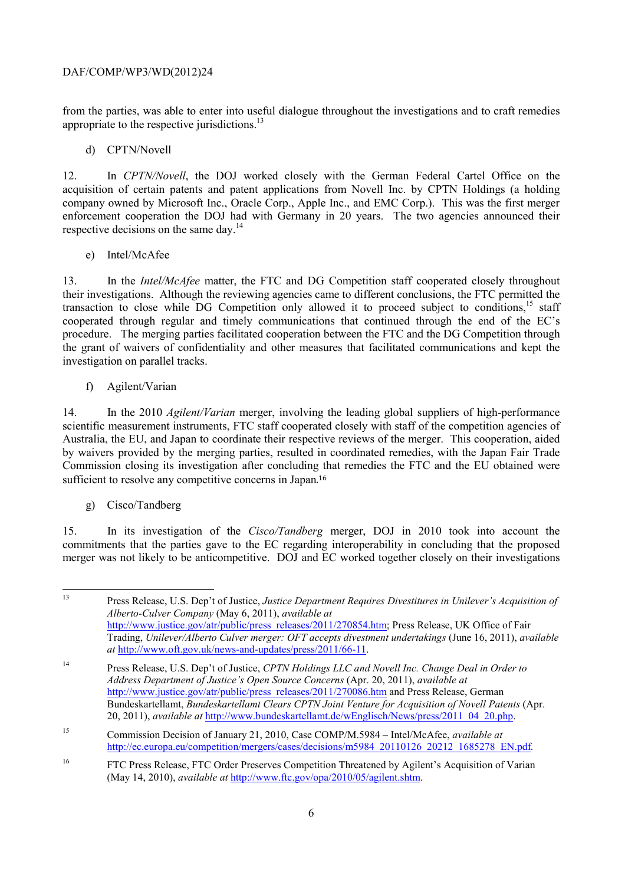from the parties, was able to enter into useful dialogue throughout the investigations and to craft remedies appropriate to the respective jurisdictions.[13]

d) CPTN/Novell

12. In *CPTN/Novell*, the DOJ worked closely with the German Federal Cartel Office on the acquisition of certain patents and patent applications from Novell Inc. by CPTN Holdings (a holding company owned by Microsoft Inc., Oracle Corp., Apple Inc., and EMC Corp.). This was the first merger enforcement cooperation the DOJ had with Germany in 20 years. The two agencies announced their respective decisions on the same day.[14]

e) Intel/McAfee

13. In the *Intel/McAfee* matter, the FTC and DG Competition staff cooperated closely throughout their investigations. Although the reviewing agencies came to different conclusions, the FTC permitted the transaction to close while DG Competition only allowed it to proceed subject to conditions,[15] staff cooperated through regular and timely communications that continued through the end of the EC's procedure. The merging parties facilitated cooperation between the FTC and the DG Competition through the grant of waivers of confidentiality and other measures that facilitated communications and kept the investigation on parallel tracks.

f) Agilent/Varian

14. In the 2010 *Agilent/Varian* merger, involving the leading global suppliers of high-performance scientific measurement instruments, FTC staff cooperated closely with staff of the competition agencies of Australia, the EU, and Japan to coordinate their respective reviews of the merger. This cooperation, aided by waivers provided by the merging parties, resulted in coordinated remedies, with the Japan Fair Trade Commission closing its investigation after concluding that remedies the FTC and the EU obtained were sufficient to resolve any competitive concerns in Japan.[16]

g) Cisco/Tandberg

15. In its investigation of the *Cisco/Tandberg* merger, DOJ in 2010 took into account the commitments that the parties gave to the EC regarding interoperability in concluding that the proposed merger was not likely to be anticompetitive. DOJ and EC worked together closely on their investigations

---

[13] Press Release, U.S. Dep't of Justice, *Justice Department Requires Divestitures in Unilever's Acquisition of Alberto-Culver Company* (May 6, 2011), *available at* http://www.justice.gov/atr/public/press_releases/2011/270854.htm; Press Release, UK Office of Fair Trading, *Unilever/Alberto Culver merger: OFT accepts divestment undertakings* (June 16, 2011), *available at* http://www.oft.gov.uk/news-and-updates/press/2011/66-11.

[14] Press Release, U.S. Dep't of Justice, *CPTN Holdings LLC and Novell Inc. Change Deal in Order to Address Department of Justice's Open Source Concerns* (Apr. 20, 2011), *available at* http://www.justice.gov/atr/public/press_releases/2011/270086.htm and Press Release, German Bundeskartellamt, *Bundeskartellamt Clears CPTN Joint Venture for Acquisition of Novell Patents* (Apr. 20, 2011), *available at* http://www.bundeskartellamt.de/wEnglisch/News/press/2011_04_20.php.

[15] Commission Decision of January 21, 2010, Case COMP/M.5984 – Intel/McAfee, *available at* http://ec.europa.eu/competition/mergers/cases/decisions/m5984_20110126_20212_1685278_EN.pdf.

[16] FTC Press Release, FTC Order Preserves Competition Threatened by Agilent's Acquisition of Varian (May 14, 2010), *available at* http://www.ftc.gov/opa/2010/05/agilent.shtm.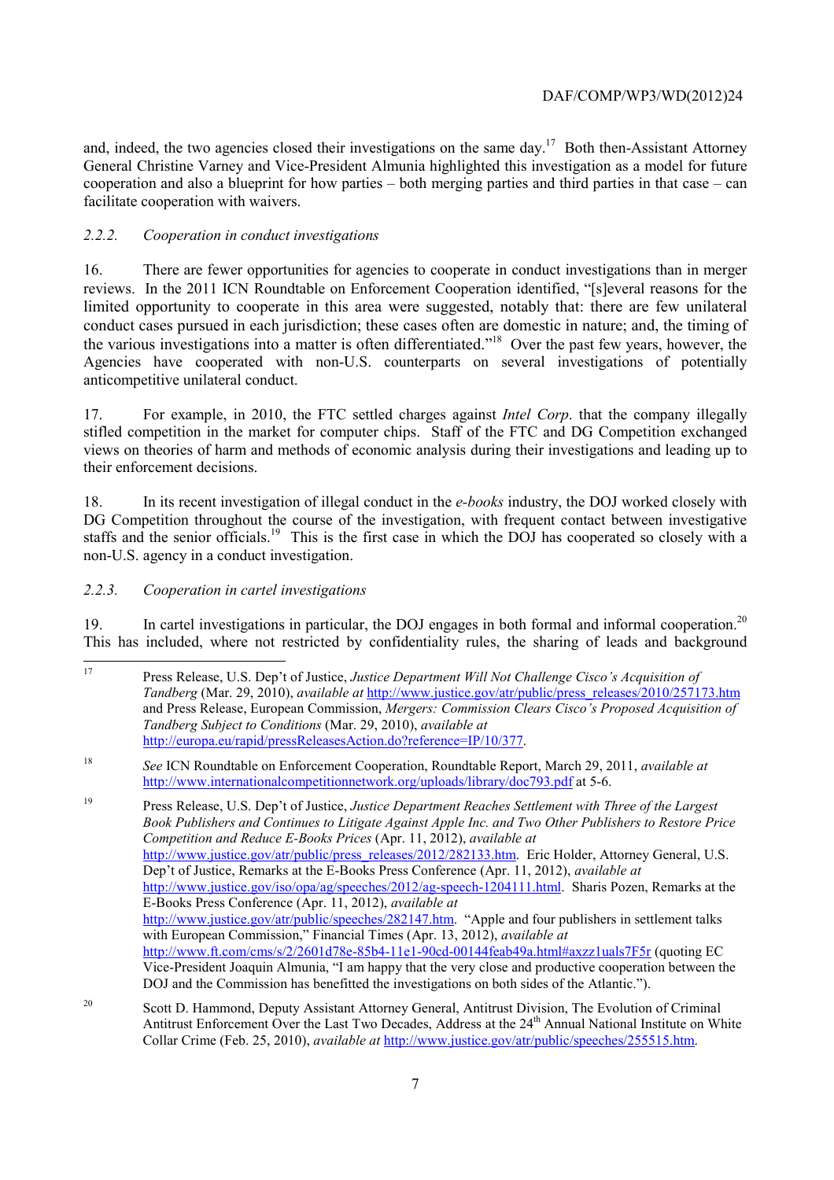and, indeed, the two agencies closed their investigations on the same day.[17] Both then-Assistant Attorney General Christine Varney and Vice-President Almunia highlighted this investigation as a model for future cooperation and also a blueprint for how parties – both merging parties and third parties in that case – can facilitate cooperation with waivers.

### *2.2.2. Cooperation in conduct investigations*

16. There are fewer opportunities for agencies to cooperate in conduct investigations than in merger reviews. In the 2011 ICN Roundtable on Enforcement Cooperation identified, "[s]everal reasons for the limited opportunity to cooperate in this area were suggested, notably that: there are few unilateral conduct cases pursued in each jurisdiction; these cases often are domestic in nature; and, the timing of the various investigations into a matter is often differentiated."[18] Over the past few years, however, the Agencies have cooperated with non-U.S. counterparts on several investigations of potentially anticompetitive unilateral conduct.

17. For example, in 2010, the FTC settled charges against *Intel Corp*. that the company illegally stifled competition in the market for computer chips. Staff of the FTC and DG Competition exchanged views on theories of harm and methods of economic analysis during their investigations and leading up to their enforcement decisions.

18. In its recent investigation of illegal conduct in the *e-books* industry, the DOJ worked closely with DG Competition throughout the course of the investigation, with frequent contact between investigative staffs and the senior officials.[19] This is the first case in which the DOJ has cooperated so closely with a non-U.S. agency in a conduct investigation.

### *2.2.3. Cooperation in cartel investigations*

19. In cartel investigations in particular, the DOJ engages in both formal and informal cooperation.[20] This has included, where not restricted by confidentiality rules, the sharing of leads and background

---

[17] Press Release, U.S. Dep't of Justice, *Justice Department Will Not Challenge Cisco's Acquisition of Tandberg* (Mar. 29, 2010), *available at* http://www.justice.gov/atr/public/press_releases/2010/257173.htm and Press Release, European Commission, *Mergers: Commission Clears Cisco's Proposed Acquisition of Tandberg Subject to Conditions* (Mar. 29, 2010), *available at* http://europa.eu/rapid/pressReleasesAction.do?reference=IP/10/377.

[18] *See* ICN Roundtable on Enforcement Cooperation, Roundtable Report, March 29, 2011, *available at* http://www.internationalcompetitionnetwork.org/uploads/library/doc793.pdf at 5-6.

[19] Press Release, U.S. Dep't of Justice, *Justice Department Reaches Settlement with Three of the Largest Book Publishers and Continues to Litigate Against Apple Inc. and Two Other Publishers to Restore Price Competition and Reduce E-Books Prices* (Apr. 11, 2012), *available at* http://www.justice.gov/atr/public/press_releases/2012/282133.htm. Eric Holder, Attorney General, U.S. Dep't of Justice, Remarks at the E-Books Press Conference (Apr. 11, 2012), *available at* http://www.justice.gov/iso/opa/ag/speeches/2012/ag-speech-1204111.html. Sharis Pozen, Remarks at the E-Books Press Conference (Apr. 11, 2012), *available at* http://www.justice.gov/atr/public/speeches/282147.htm. "Apple and four publishers in settlement talks with European Commission," Financial Times (Apr. 13, 2012), *available at* http://www.ft.com/cms/s/2/2601d78e-85b4-11e1-90cd-00144feab49a.html#axzz1uals7F5r (quoting EC Vice-President Joaquin Almunia, "I am happy that the very close and productive cooperation between the DOJ and the Commission has benefitted the investigations on both sides of the Atlantic.").

[20] Scott D. Hammond, Deputy Assistant Attorney General, Antitrust Division, The Evolution of Criminal Antitrust Enforcement Over the Last Two Decades, Address at the 24th Annual National Institute on White Collar Crime (Feb. 25, 2010), *available at* http://www.justice.gov/atr/public/speeches/255515.htm.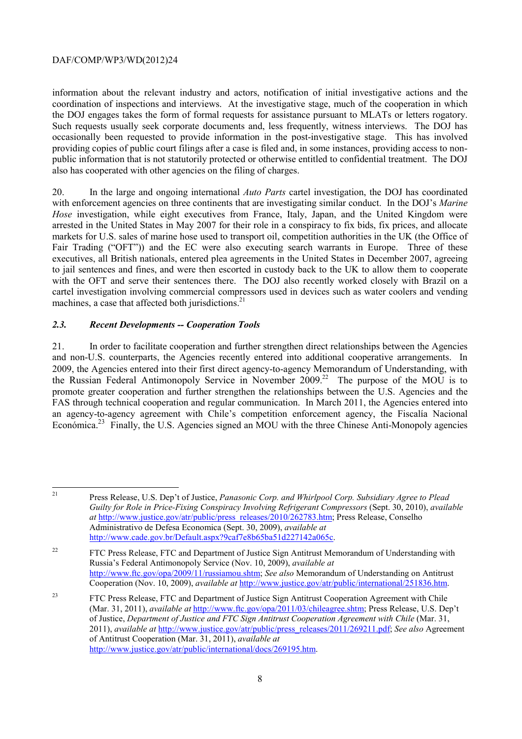information about the relevant industry and actors, notification of initial investigative actions and the coordination of inspections and interviews. At the investigative stage, much of the cooperation in which the DOJ engages takes the form of formal requests for assistance pursuant to MLATs or letters rogatory. Such requests usually seek corporate documents and, less frequently, witness interviews. The DOJ has occasionally been requested to provide information in the post-investigative stage. This has involved providing copies of public court filings after a case is filed and, in some instances, providing access to non-public information that is not statutorily protected or otherwise entitled to confidential treatment. The DOJ also has cooperated with other agencies on the filing of charges.

20. In the large and ongoing international *Auto Parts* cartel investigation, the DOJ has coordinated with enforcement agencies on three continents that are investigating similar conduct. In the DOJ's *Marine Hose* investigation, while eight executives from France, Italy, Japan, and the United Kingdom were arrested in the United States in May 2007 for their role in a conspiracy to fix bids, fix prices, and allocate markets for U.S. sales of marine hose used to transport oil, competition authorities in the UK (the Office of Fair Trading ("OFT")) and the EC were also executing search warrants in Europe. Three of these executives, all British nationals, entered plea agreements in the United States in December 2007, agreeing to jail sentences and fines, and were then escorted in custody back to the UK to allow them to cooperate with the OFT and serve their sentences there. The DOJ also recently worked closely with Brazil on a cartel investigation involving commercial compressors used in devices such as water coolers and vending machines, a case that affected both jurisdictions.[21]

### *2.3. Recent Developments -- Cooperation Tools*

21. In order to facilitate cooperation and further strengthen direct relationships between the Agencies and non-U.S. counterparts, the Agencies recently entered into additional cooperative arrangements. In 2009, the Agencies entered into their first direct agency-to-agency Memorandum of Understanding, with the Russian Federal Antimonopoly Service in November 2009.[22] The purpose of the MOU is to promote greater cooperation and further strengthen the relationships between the U.S. Agencies and the FAS through technical cooperation and regular communication. In March 2011, the Agencies entered into an agency-to-agency agreement with Chile's competition enforcement agency, the Fiscalía Nacional Económica.[23] Finally, the U.S. Agencies signed an MOU with the three Chinese Anti-Monopoly agencies

---

[21] Press Release, U.S. Dep't of Justice, *Panasonic Corp. and Whirlpool Corp. Subsidiary Agree to Plead Guilty for Role in Price-Fixing Conspiracy Involving Refrigerant Compressors* (Sept. 30, 2010), *available at* http://www.justice.gov/atr/public/press_releases/2010/262783.htm; Press Release, Conselho Administrativo de Defesa Economica (Sept. 30, 2009), *available at* http://www.cade.gov.br/Default.aspx?9caf7e8b65ba51d227142a065c.

[22] FTC Press Release, FTC and Department of Justice Sign Antitrust Memorandum of Understanding with Russia's Federal Antimonopoly Service (Nov. 10, 2009), *available at* http://www.ftc.gov/opa/2009/11/russiamou.shtm; *See also* Memorandum of Understanding on Antitrust Cooperation (Nov. 10, 2009), *available at* http://www.justice.gov/atr/public/international/251836.htm.

[23] FTC Press Release, FTC and Department of Justice Sign Antitrust Cooperation Agreement with Chile (Mar. 31, 2011), *available at* http://www.ftc.gov/opa/2011/03/chileagree.shtm; Press Release, U.S. Dep't of Justice, *Department of Justice and FTC Sign Antitrust Cooperation Agreement with Chile* (Mar. 31, 2011), *available at* http://www.justice.gov/atr/public/press_releases/2011/269211.pdf; *See also* Agreement of Antitrust Cooperation (Mar. 31, 2011), *available at* http://www.justice.gov/atr/public/international/docs/269195.htm.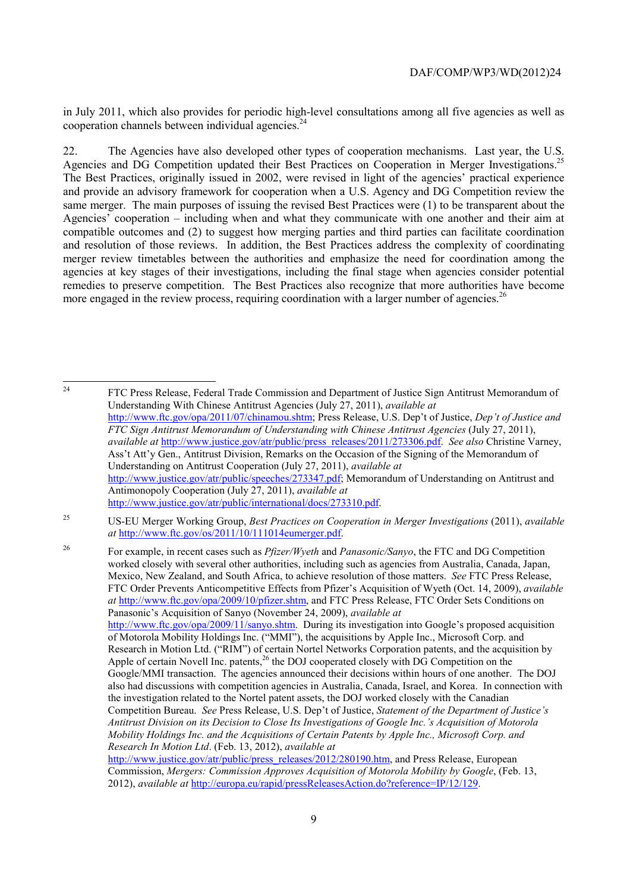in July 2011, which also provides for periodic high-level consultations among all five agencies as well as cooperation channels between individual agencies.[24]

22. The Agencies have also developed other types of cooperation mechanisms. Last year, the U.S. Agencies and DG Competition updated their Best Practices on Cooperation in Merger Investigations.[25] The Best Practices, originally issued in 2002, were revised in light of the agencies' practical experience and provide an advisory framework for cooperation when a U.S. Agency and DG Competition review the same merger. The main purposes of issuing the revised Best Practices were (1) to be transparent about the Agencies' cooperation – including when and what they communicate with one another and their aim at compatible outcomes and (2) to suggest how merging parties and third parties can facilitate coordination and resolution of those reviews. In addition, the Best Practices address the complexity of coordinating merger review timetables between the authorities and emphasize the need for coordination among the agencies at key stages of their investigations, including the final stage when agencies consider potential remedies to preserve competition. The Best Practices also recognize that more authorities have become more engaged in the review process, requiring coordination with a larger number of agencies.[26]

---

[24] FTC Press Release, Federal Trade Commission and Department of Justice Sign Antitrust Memorandum of Understanding With Chinese Antitrust Agencies (July 27, 2011), *available at* http://www.ftc.gov/opa/2011/07/chinamou.shtm; Press Release, U.S. Dep't of Justice, *Dep't of Justice and FTC Sign Antitrust Memorandum of Understanding with Chinese Antitrust Agencies* (July 27, 2011), *available at* http://www.justice.gov/atr/public/press_releases/2011/273306.pdf. *See also* Christine Varney, Ass't Att'y Gen., Antitrust Division, Remarks on the Occasion of the Signing of the Memorandum of Understanding on Antitrust Cooperation (July 27, 2011), *available at* http://www.justice.gov/atr/public/speeches/273347.pdf; Memorandum of Understanding on Antitrust and Antimonopoly Cooperation (July 27, 2011), *available at* http://www.justice.gov/atr/public/international/docs/273310.pdf.

[25] US-EU Merger Working Group, *Best Practices on Cooperation in Merger Investigations* (2011), *available at* http://www.ftc.gov/os/2011/10/111014eumerger.pdf.

[26] For example, in recent cases such as *Pfizer/Wyeth* and *Panasonic/Sanyo*, the FTC and DG Competition worked closely with several other authorities, including such as agencies from Australia, Canada, Japan, Mexico, New Zealand, and South Africa, to achieve resolution of those matters. *See* FTC Press Release, FTC Order Prevents Anticompetitive Effects from Pfizer's Acquisition of Wyeth (Oct. 14, 2009), *available at* http://www.ftc.gov/opa/2009/10/pfizer.shtm, and FTC Press Release, FTC Order Sets Conditions on Panasonic's Acquisition of Sanyo (November 24, 2009), *available at* http://www.ftc.gov/opa/2009/11/sanyo.shtm. During its investigation into Google's proposed acquisition of Motorola Mobility Holdings Inc. ("MMI"), the acquisitions by Apple Inc., Microsoft Corp. and Research in Motion Ltd. ("RIM") of certain Nortel Networks Corporation patents, and the acquisition by Apple of certain Novell Inc. patents,[26] the DOJ cooperated closely with DG Competition on the Google/MMI transaction. The agencies announced their decisions within hours of one another. The DOJ also had discussions with competition agencies in Australia, Canada, Israel, and Korea. In connection with the investigation related to the Nortel patent assets, the DOJ worked closely with the Canadian Competition Bureau. *See* Press Release, U.S. Dep't of Justice, *Statement of the Department of Justice's Antitrust Division on its Decision to Close Its Investigations of Google Inc.'s Acquisition of Motorola Mobility Holdings Inc. and the Acquisitions of Certain Patents by Apple Inc., Microsoft Corp. and Research In Motion Ltd*. (Feb. 13, 2012), *available at* http://www.justice.gov/atr/public/press_releases/2012/280190.htm, and Press Release, European Commission, *Mergers: Commission Approves Acquisition of Motorola Mobility by Google*, (Feb. 13, 2012), *available at* http://europa.eu/rapid/pressReleasesAction.do?reference=IP/12/129.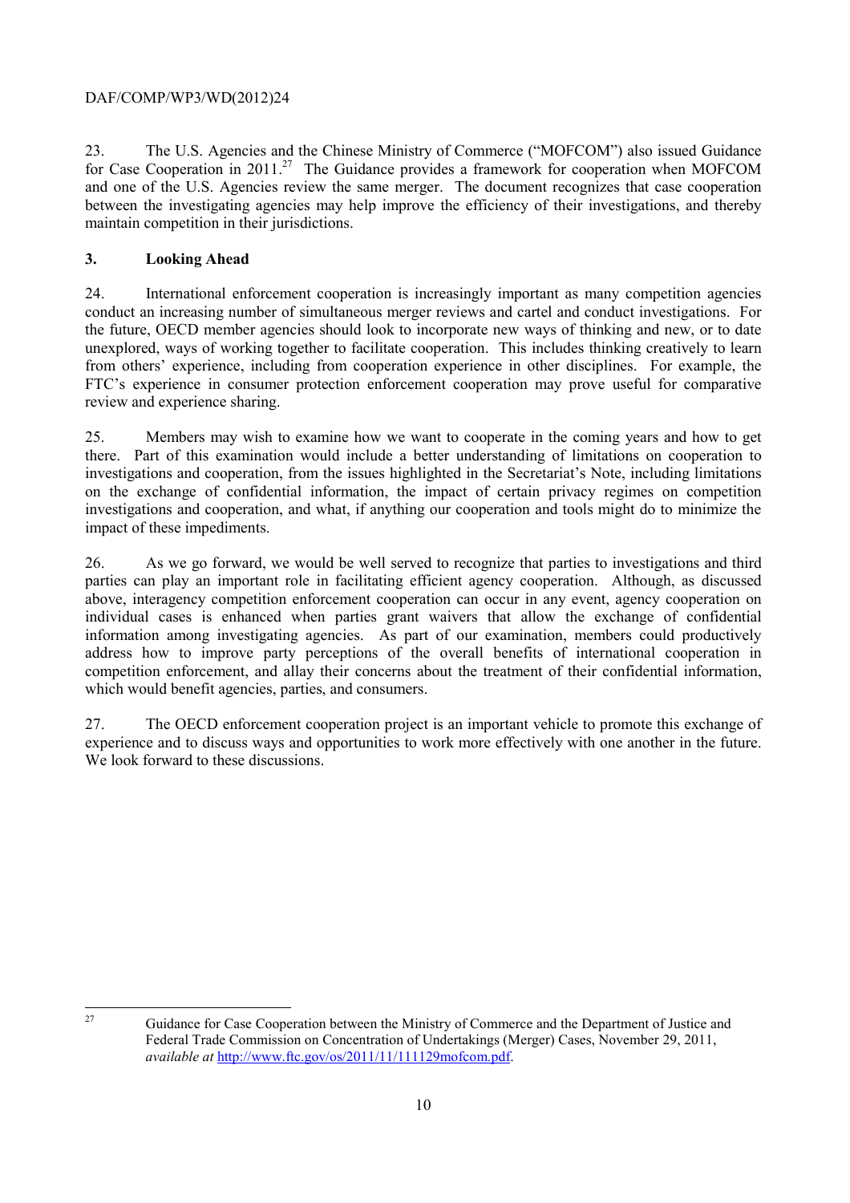23. The U.S. Agencies and the Chinese Ministry of Commerce ("MOFCOM") also issued Guidance for Case Cooperation in 2011.[27] The Guidance provides a framework for cooperation when MOFCOM and one of the U.S. Agencies review the same merger. The document recognizes that case cooperation between the investigating agencies may help improve the efficiency of their investigations, and thereby maintain competition in their jurisdictions.

### 3. Looking Ahead

24. International enforcement cooperation is increasingly important as many competition agencies conduct an increasing number of simultaneous merger reviews and cartel and conduct investigations. For the future, OECD member agencies should look to incorporate new ways of thinking and new, or to date unexplored, ways of working together to facilitate cooperation. This includes thinking creatively to learn from others' experience, including from cooperation experience in other disciplines. For example, the FTC's experience in consumer protection enforcement cooperation may prove useful for comparative review and experience sharing.

25. Members may wish to examine how we want to cooperate in the coming years and how to get there. Part of this examination would include a better understanding of limitations on cooperation to investigations and cooperation, from the issues highlighted in the Secretariat's Note, including limitations on the exchange of confidential information, the impact of certain privacy regimes on competition investigations and cooperation, and what, if anything our cooperation and tools might do to minimize the impact of these impediments.

26. As we go forward, we would be well served to recognize that parties to investigations and third parties can play an important role in facilitating efficient agency cooperation. Although, as discussed above, interagency competition enforcement cooperation can occur in any event, agency cooperation on individual cases is enhanced when parties grant waivers that allow the exchange of confidential information among investigating agencies. As part of our examination, members could productively address how to improve party perceptions of the overall benefits of international cooperation in competition enforcement, and allay their concerns about the treatment of their confidential information, which would benefit agencies, parties, and consumers.

27. The OECD enforcement cooperation project is an important vehicle to promote this exchange of experience and to discuss ways and opportunities to work more effectively with one another in the future. We look forward to these discussions.

---

[27] Guidance for Case Cooperation between the Ministry of Commerce and the Department of Justice and Federal Trade Commission on Concentration of Undertakings (Merger) Cases, November 29, 2011, *available at* http://www.ftc.gov/os/2011/11/111129mofcom.pdf.